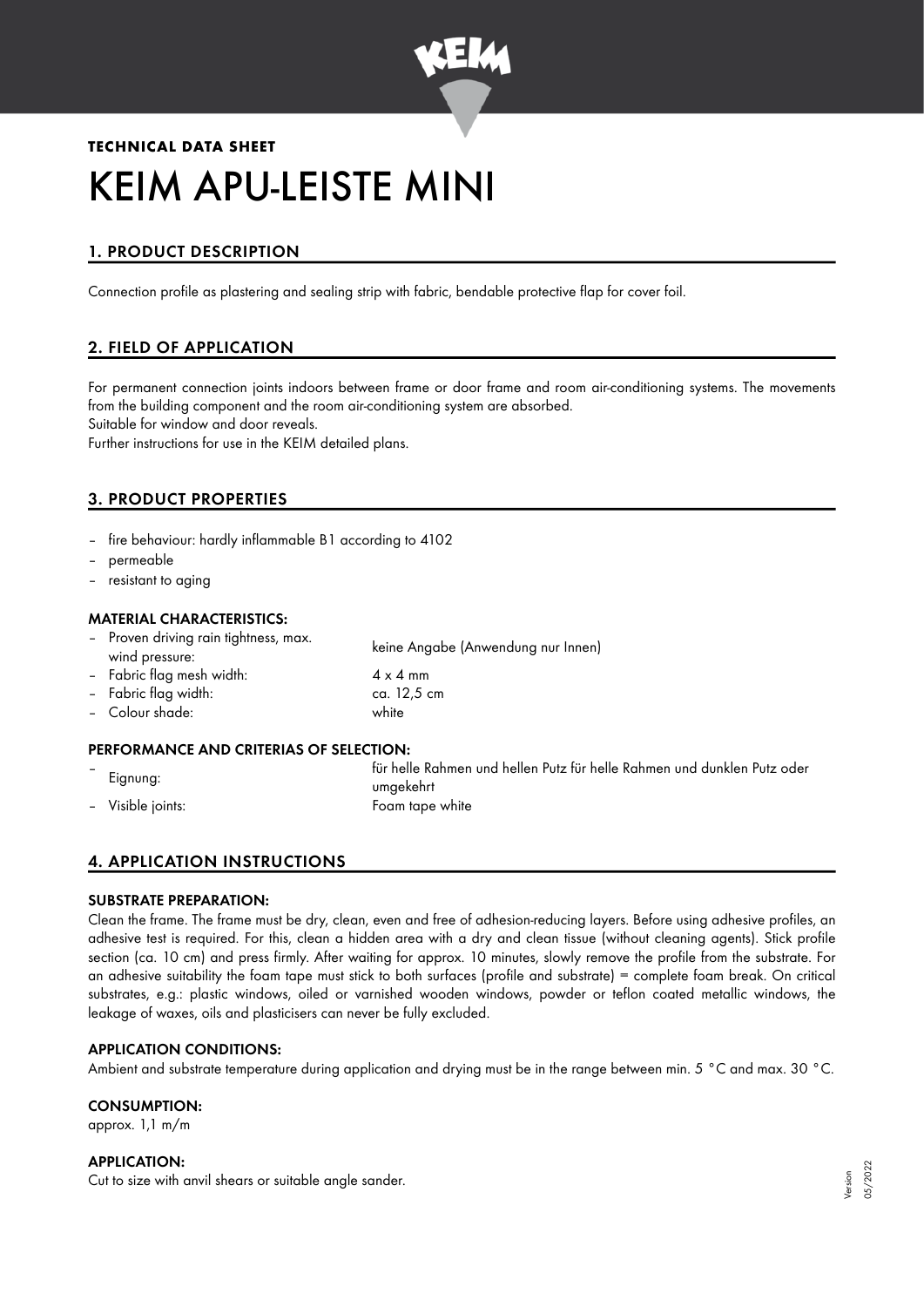**TECHNICAL DATA SHEET**

# KEIM APU-LEISTE MINI

## 1. PRODUCT DESCRIPTION

Connection profile as plastering and sealing strip with fabric, bendable protective flap for cover foil.

## 2. FIELD OF APPLICATION

For permanent connection joints indoors between frame or door frame and room air-conditioning systems. The movements from the building component and the room air-conditioning system are absorbed.
Suitable for window and door reveals.
Further instructions for use in the KEIM detailed plans.

## 3. PRODUCT PROPERTIES

- fire behaviour: hardly inflammable B1 according to 4102
- permeable
- resistant to aging

### MATERIAL CHARACTERISTICS:

- Proven driving rain tightness, max. wind pressure: keine Angabe (Anwendung nur Innen)
- Fabric flag mesh width: 4 x 4 mm
- Fabric flag width: ca. 12,5 cm
- Colour shade: white

### PERFORMANCE AND CRITERIAS OF SELECTION:

- Eignung: für helle Rahmen und hellen Putz für helle Rahmen und dunklen Putz oder umgekehrt
- Visible joints: Foam tape white

## 4. APPLICATION INSTRUCTIONS

### SUBSTRATE PREPARATION:

Clean the frame. The frame must be dry, clean, even and free of adhesion-reducing layers. Before using adhesive profiles, an adhesive test is required. For this, clean a hidden area with a dry and clean tissue (without cleaning agents). Stick profile section (ca. 10 cm) and press firmly. After waiting for approx. 10 minutes, slowly remove the profile from the substrate. For an adhesive suitability the foam tape must stick to both surfaces (profile and substrate) = complete foam break. On critical substrates, e.g.: plastic windows, oiled or varnished wooden windows, powder or teflon coated metallic windows, the leakage of waxes, oils and plasticisers can never be fully excluded.

### APPLICATION CONDITIONS:

Ambient and substrate temperature during application and drying must be in the range between min. 5 °C and max. 30 °C.

### CONSUMPTION:

approx. 1,1 m/m

### APPLICATION:

Cut to size with anvil shears or suitable angle sander.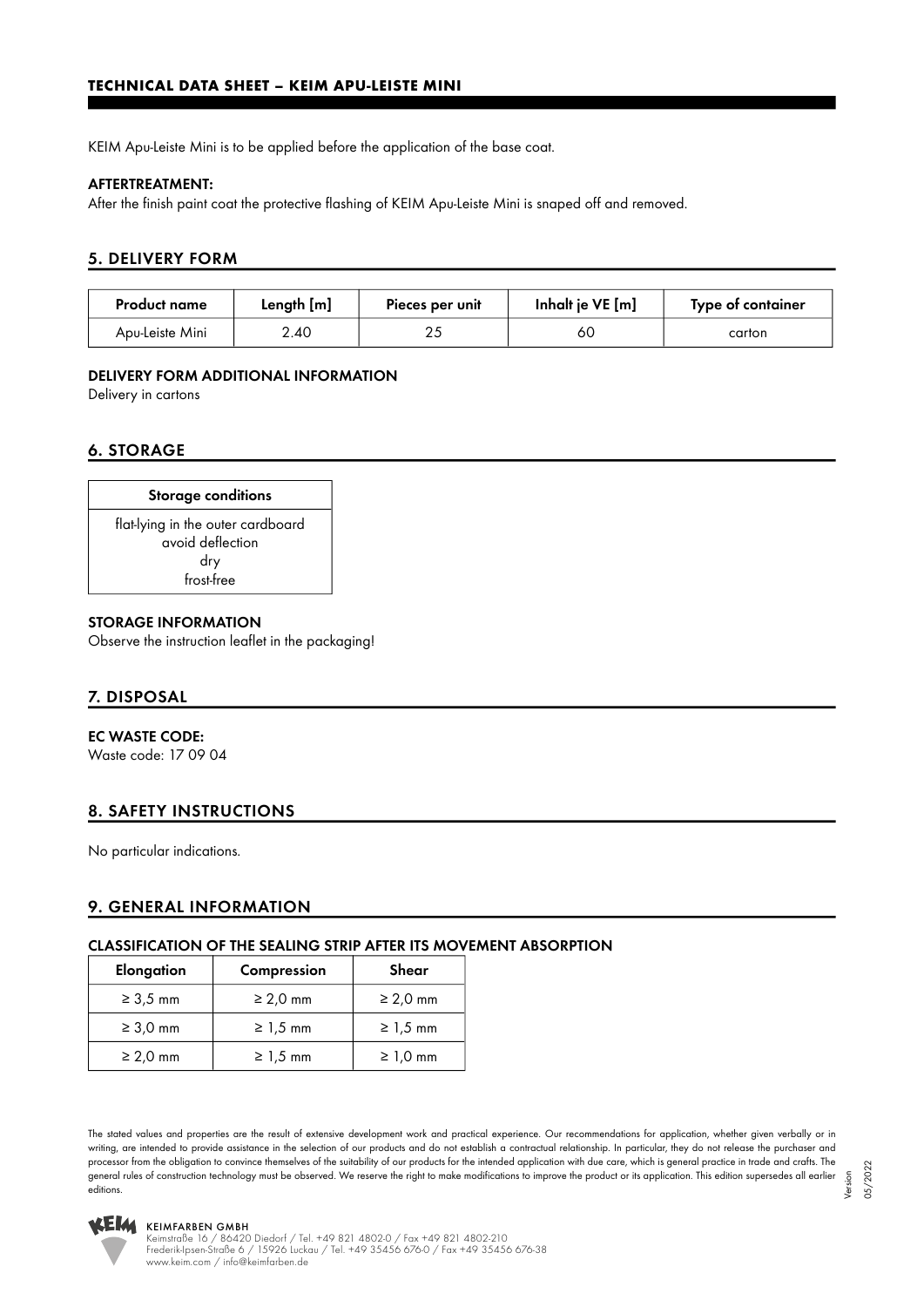KEIM Apu-Leiste Mini is to be applied before the application of the base coat.

**AFTERTREATMENT:**
After the finish paint coat the protective flashing of KEIM Apu-Leiste Mini is snaped off and removed.

## 5. DELIVERY FORM

| Product name | Length [m] | Pieces per unit | Inhalt je VE [m] | Type of container |
| --- | --- | --- | --- | --- |
| Apu-Leiste Mini | 2.40 | 25 | 60 | carton |

**DELIVERY FORM ADDITIONAL INFORMATION**
Delivery in cartons

## 6. STORAGE

| Storage conditions |
| --- |
| flat-lying in the outer cardboard<br>avoid deflection<br>dry<br>frost-free |

**STORAGE INFORMATION**
Observe the instruction leaflet in the packaging!

## 7. DISPOSAL

**EC WASTE CODE:**
Waste code: 17 09 04

## 8. SAFETY INSTRUCTIONS

No particular indications.

## 9. GENERAL INFORMATION

**CLASSIFICATION OF THE SEALING STRIP AFTER ITS MOVEMENT ABSORPTION**

| Elongation | Compression | Shear |
| --- | --- | --- |
| ≥ 3,5 mm | ≥ 2,0 mm | ≥ 2,0 mm |
| ≥ 3,0 mm | ≥ 1,5 mm | ≥ 1,5 mm |
| ≥ 2,0 mm | ≥ 1,5 mm | ≥ 1,0 mm |

The stated values and properties are the result of extensive development work and practical experience. Our recommendations for application, whether given verbally or in writing, are intended to provide assistance in the selection of our products and do not establish a contractual relationship. In particular, they do not release the purchaser and processor from the obligation to convince themselves of the suitability of our products for the intended application with due care, which is general practice in trade and crafts. The general rules of construction technology must be observed. We reserve the right to make modifications to improve the product or its application. This edition supersedes all earlier editions.

Version 05/2022

**KEIMFARBEN GMBH**
Keimstraße 16 / 86420 Diedorf / Tel. +49 821 4802-0 / Fax +49 821 4802-210
Frederik-Ipsen-Straße 6 / 15926 Luckau / Tel. +49 35456 676-0 / Fax +49 35456 676-38
www.keim.com / info@keimfarben.de